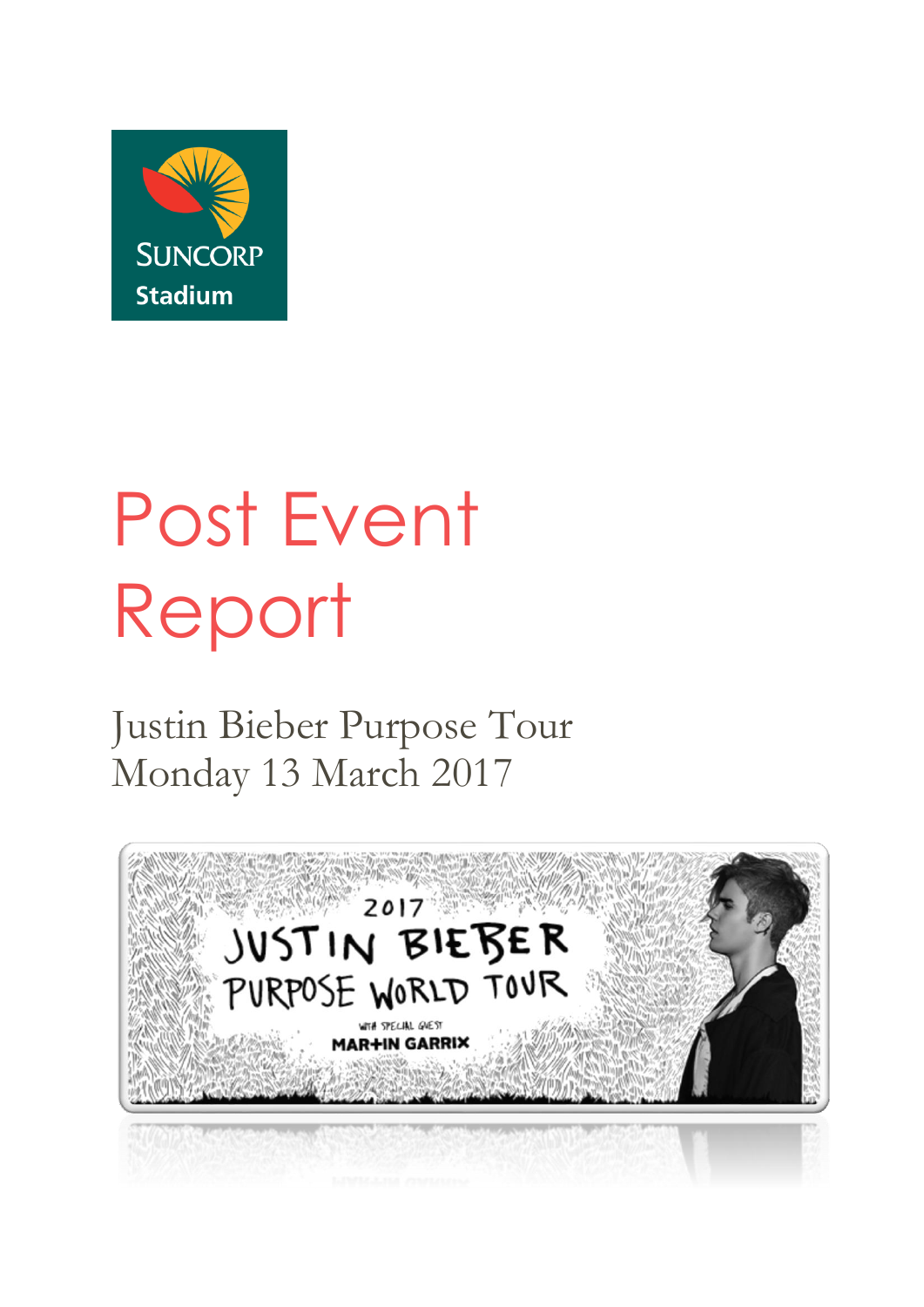# Post Event Report

Justin Bieber Purpose Tour
Monday 13 March 2017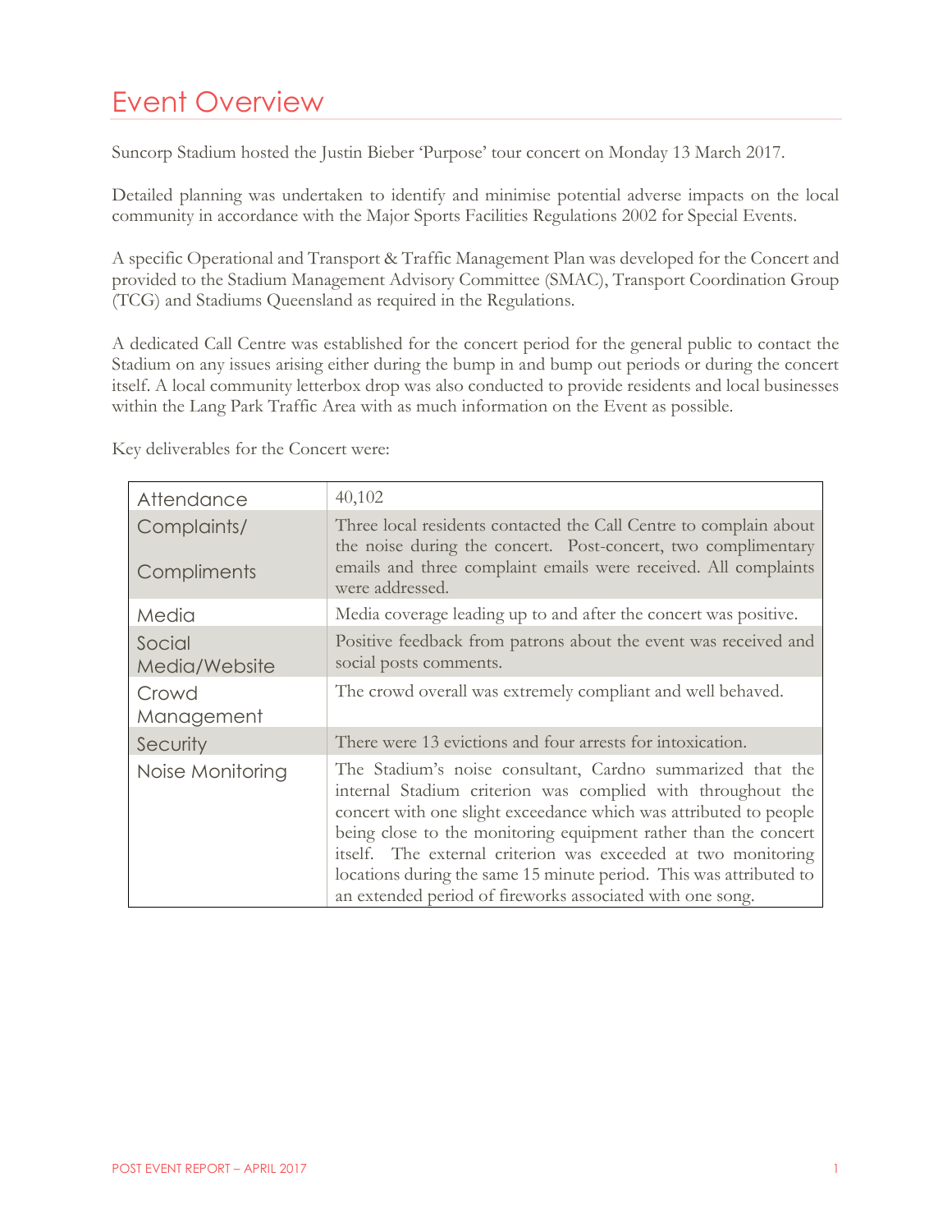# Event Overview

Suncorp Stadium hosted the Justin Bieber 'Purpose' tour concert on Monday 13 March 2017.

Detailed planning was undertaken to identify and minimise potential adverse impacts on the local community in accordance with the Major Sports Facilities Regulations 2002 for Special Events.

A specific Operational and Transport & Traffic Management Plan was developed for the Concert and provided to the Stadium Management Advisory Committee (SMAC), Transport Coordination Group (TCG) and Stadiums Queensland as required in the Regulations.

A dedicated Call Centre was established for the concert period for the general public to contact the Stadium on any issues arising either during the bump in and bump out periods or during the concert itself. A local community letterbox drop was also conducted to provide residents and local businesses within the Lang Park Traffic Area with as much information on the Event as possible.

Key deliverables for the Concert were:

| | |
|---|---|
| Attendance | 40,102 |
| Complaints/ Compliments | Three local residents contacted the Call Centre to complain about the noise during the concert. Post-concert, two complimentary emails and three complaint emails were received. All complaints were addressed. |
| Media | Media coverage leading up to and after the concert was positive. |
| Social Media/Website | Positive feedback from patrons about the event was received and social posts comments. |
| Crowd Management | The crowd overall was extremely compliant and well behaved. |
| Security | There were 13 evictions and four arrests for intoxication. |
| Noise Monitoring | The Stadium's noise consultant, Cardno summarized that the internal Stadium criterion was complied with throughout the concert with one slight exceedance which was attributed to people being close to the monitoring equipment rather than the concert itself. The external criterion was exceeded at two monitoring locations during the same 15 minute period. This was attributed to an extended period of fireworks associated with one song. |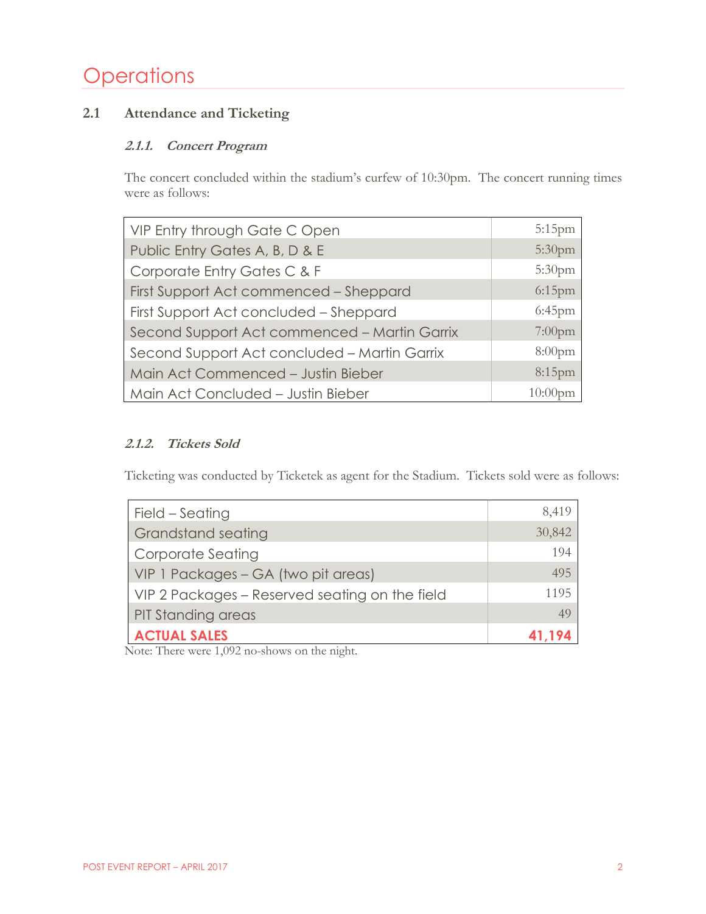# Operations

## 2.1 Attendance and Ticketing

### *2.1.1. Concert Program*

The concert concluded within the stadium's curfew of 10:30pm. The concert running times were as follows:

| | |
|---|---|
| VIP Entry through Gate C Open | 5:15pm |
| Public Entry Gates A, B, D & E | 5:30pm |
| Corporate Entry Gates C & F | 5:30pm |
| First Support Act commenced – Sheppard | 6:15pm |
| First Support Act concluded – Sheppard | 6:45pm |
| Second Support Act commenced – Martin Garrix | 7:00pm |
| Second Support Act concluded – Martin Garrix | 8:00pm |
| Main Act Commenced – Justin Bieber | 8:15pm |
| Main Act Concluded – Justin Bieber | 10:00pm |

### *2.1.2. Tickets Sold*

Ticketing was conducted by Ticketek as agent for the Stadium. Tickets sold were as follows:

| | |
|---|---|
| Field – Seating | 8,419 |
| Grandstand seating | 30,842 |
| Corporate Seating | 194 |
| VIP 1 Packages – GA (two pit areas) | 495 |
| VIP 2 Packages – Reserved seating on the field | 1195 |
| PIT Standing areas | 49 |
| **ACTUAL SALES** | **41,194** |

Note: There were 1,092 no-shows on the night.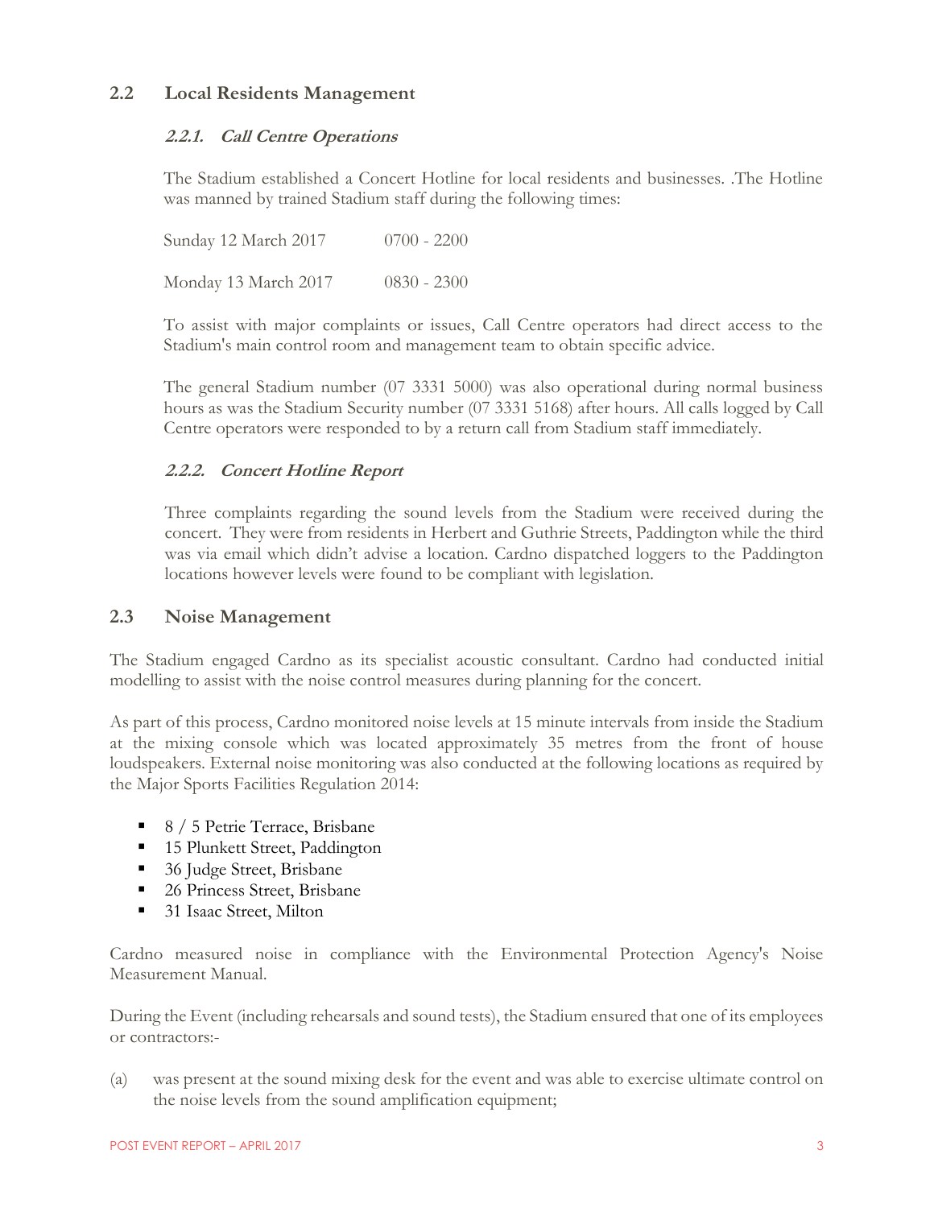## 2.2 Local Residents Management

### *2.2.1. Call Centre Operations*

The Stadium established a Concert Hotline for local residents and businesses. .The Hotline was manned by trained Stadium staff during the following times:

Sunday 12 March 2017    0700 - 2200

Monday 13 March 2017    0830 - 2300

To assist with major complaints or issues, Call Centre operators had direct access to the Stadium's main control room and management team to obtain specific advice.

The general Stadium number (07 3331 5000) was also operational during normal business hours as was the Stadium Security number (07 3331 5168) after hours. All calls logged by Call Centre operators were responded to by a return call from Stadium staff immediately.

### *2.2.2. Concert Hotline Report*

Three complaints regarding the sound levels from the Stadium were received during the concert. They were from residents in Herbert and Guthrie Streets, Paddington while the third was via email which didn't advise a location. Cardno dispatched loggers to the Paddington locations however levels were found to be compliant with legislation.

## 2.3 Noise Management

The Stadium engaged Cardno as its specialist acoustic consultant. Cardno had conducted initial modelling to assist with the noise control measures during planning for the concert.

As part of this process, Cardno monitored noise levels at 15 minute intervals from inside the Stadium at the mixing console which was located approximately 35 metres from the front of house loudspeakers. External noise monitoring was also conducted at the following locations as required by the Major Sports Facilities Regulation 2014:

- 8 / 5 Petrie Terrace, Brisbane
- 15 Plunkett Street, Paddington
- 36 Judge Street, Brisbane
- 26 Princess Street, Brisbane
- 31 Isaac Street, Milton

Cardno measured noise in compliance with the Environmental Protection Agency's Noise Measurement Manual.

During the Event (including rehearsals and sound tests), the Stadium ensured that one of its employees or contractors:-

(a) was present at the sound mixing desk for the event and was able to exercise ultimate control on the noise levels from the sound amplification equipment;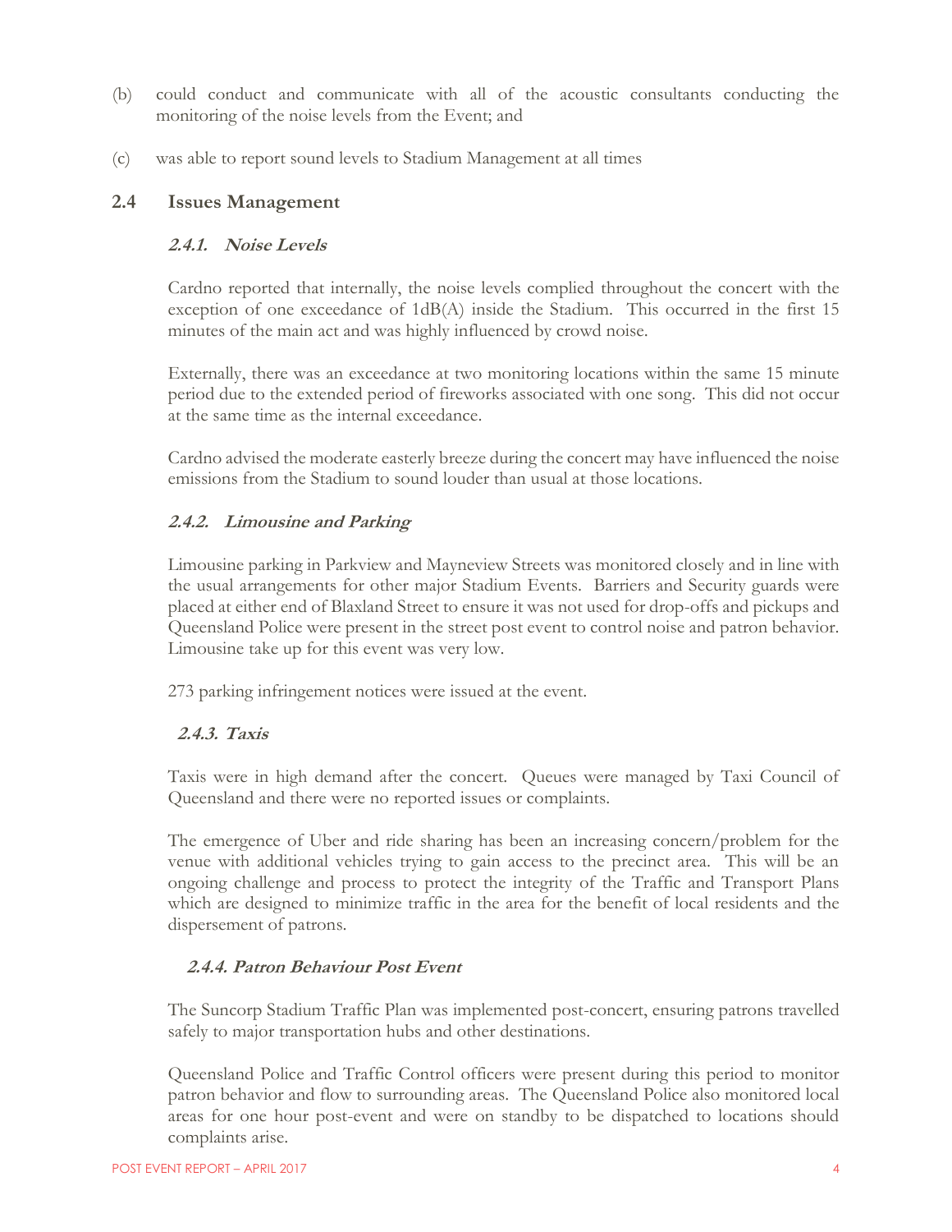(b) could conduct and communicate with all of the acoustic consultants conducting the monitoring of the noise levels from the Event; and

(c) was able to report sound levels to Stadium Management at all times

## 2.4 Issues Management

### *2.4.1. Noise Levels*

Cardno reported that internally, the noise levels complied throughout the concert with the exception of one exceedance of 1dB(A) inside the Stadium. This occurred in the first 15 minutes of the main act and was highly influenced by crowd noise.

Externally, there was an exceedance at two monitoring locations within the same 15 minute period due to the extended period of fireworks associated with one song. This did not occur at the same time as the internal exceedance.

Cardno advised the moderate easterly breeze during the concert may have influenced the noise emissions from the Stadium to sound louder than usual at those locations.

### *2.4.2. Limousine and Parking*

Limousine parking in Parkview and Mayneview Streets was monitored closely and in line with the usual arrangements for other major Stadium Events. Barriers and Security guards were placed at either end of Blaxland Street to ensure it was not used for drop-offs and pickups and Queensland Police were present in the street post event to control noise and patron behavior. Limousine take up for this event was very low.

273 parking infringement notices were issued at the event.

### *2.4.3. Taxis*

Taxis were in high demand after the concert. Queues were managed by Taxi Council of Queensland and there were no reported issues or complaints.

The emergence of Uber and ride sharing has been an increasing concern/problem for the venue with additional vehicles trying to gain access to the precinct area. This will be an ongoing challenge and process to protect the integrity of the Traffic and Transport Plans which are designed to minimize traffic in the area for the benefit of local residents and the dispersement of patrons.

### *2.4.4. Patron Behaviour Post Event*

The Suncorp Stadium Traffic Plan was implemented post-concert, ensuring patrons travelled safely to major transportation hubs and other destinations.

Queensland Police and Traffic Control officers were present during this period to monitor patron behavior and flow to surrounding areas. The Queensland Police also monitored local areas for one hour post-event and were on standby to be dispatched to locations should complaints arise.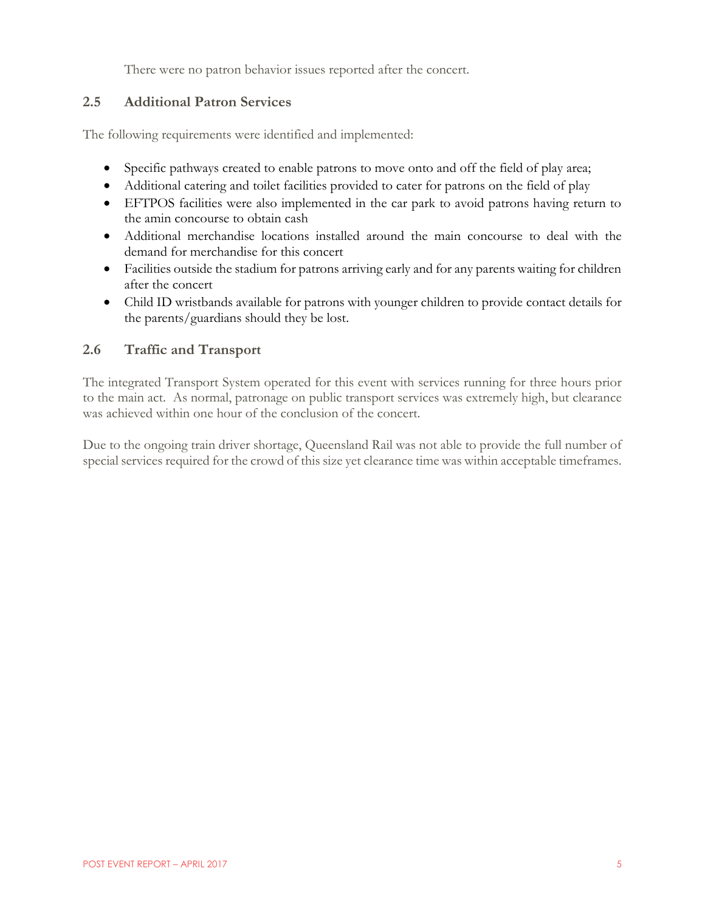There were no patron behavior issues reported after the concert.

### 2.5 Additional Patron Services

The following requirements were identified and implemented:

- Specific pathways created to enable patrons to move onto and off the field of play area;
- Additional catering and toilet facilities provided to cater for patrons on the field of play
- EFTPOS facilities were also implemented in the car park to avoid patrons having return to the amin concourse to obtain cash
- Additional merchandise locations installed around the main concourse to deal with the demand for merchandise for this concert
- Facilities outside the stadium for patrons arriving early and for any parents waiting for children after the concert
- Child ID wristbands available for patrons with younger children to provide contact details for the parents/guardians should they be lost.

### 2.6 Traffic and Transport

The integrated Transport System operated for this event with services running for three hours prior to the main act. As normal, patronage on public transport services was extremely high, but clearance was achieved within one hour of the conclusion of the concert.

Due to the ongoing train driver shortage, Queensland Rail was not able to provide the full number of special services required for the crowd of this size yet clearance time was within acceptable timeframes.